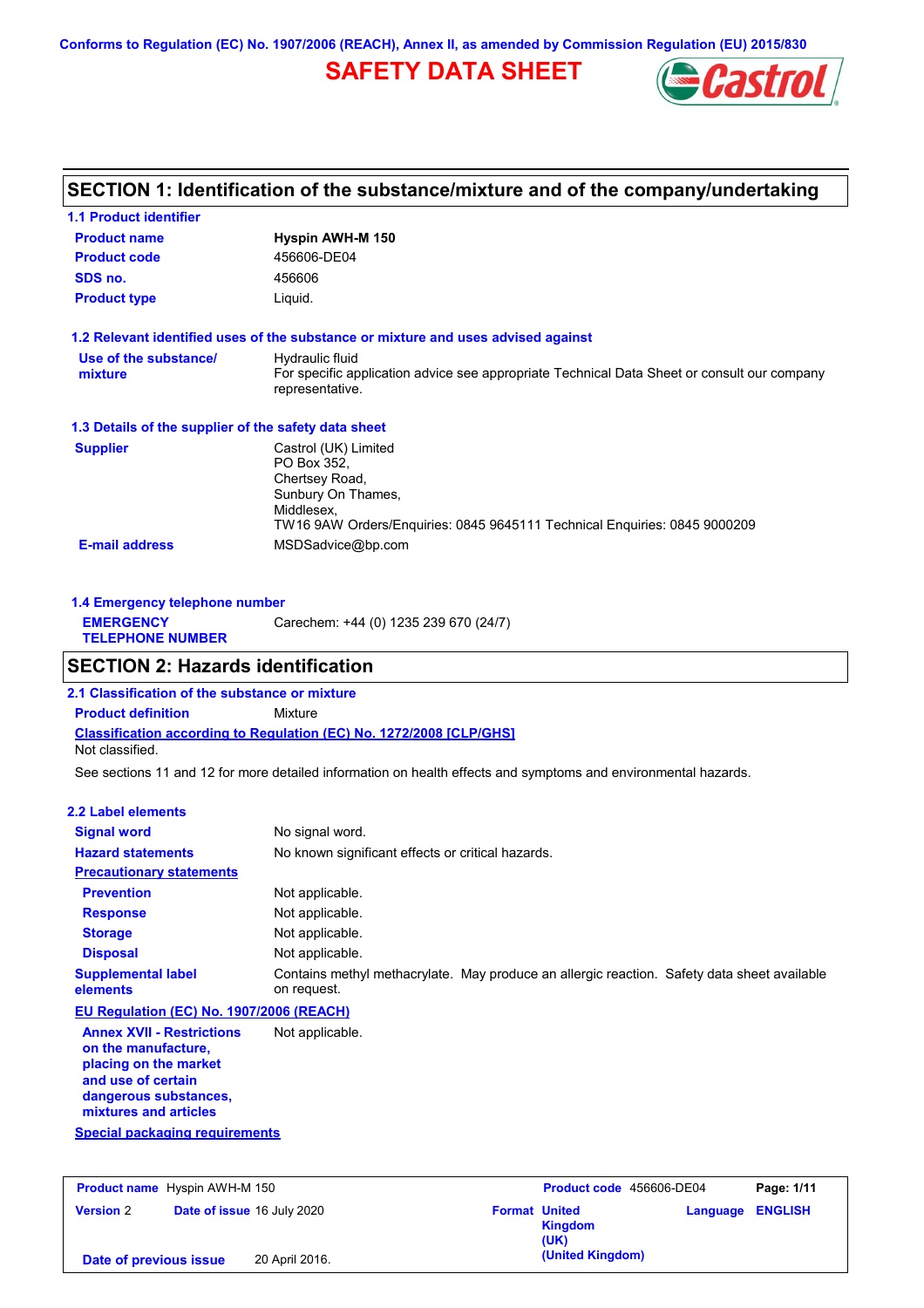Conforms to Regulation (EC) No. 1907/2006 (REACH), Annex II, as amended by Commission Regulation (EU) 2015/830

# SAFETY DATA SHEET

Castrol

## SECTION 1: Identification of the substance/mixture and of the company/undertaking

### 1.1 Product identifier

| | |
|---|---|
| **Product name** | **Hyspin AWH-M 150** |
| **Product code** | 456606-DE04 |
| **SDS no.** | 456606 |
| **Product type** | Liquid. |

### 1.2 Relevant identified uses of the substance or mixture and uses advised against

| | |
|---|---|
| **Use of the substance/ mixture** | Hydraulic fluid<br>For specific application advice see appropriate Technical Data Sheet or consult our company representative. |

### 1.3 Details of the supplier of the safety data sheet

| | |
|---|---|
| **Supplier** | Castrol (UK) Limited<br>PO Box 352,<br>Chertsey Road,<br>Sunbury On Thames,<br>Middlesex,<br>TW16 9AW Orders/Enquiries: 0845 9645111 Technical Enquiries: 0845 9000209 |
| **E-mail address** | MSDSadvice@bp.com |

### 1.4 Emergency telephone number

| | |
|---|---|
| **EMERGENCY TELEPHONE NUMBER** | Carechem: +44 (0) 1235 239 670 (24/7) |

## SECTION 2: Hazards identification

### 2.1 Classification of the substance or mixture

**Product definition** Mixture

**Classification according to Regulation (EC) No. 1272/2008 [CLP/GHS]**

Not classified.

See sections 11 and 12 for more detailed information on health effects and symptoms and environmental hazards.

### 2.2 Label elements

| | |
|---|---|
| **Signal word** | No signal word. |
| **Hazard statements** | No known significant effects or critical hazards. |

**Precautionary statements**

| | |
|---|---|
| **Prevention** | Not applicable. |
| **Response** | Not applicable. |
| **Storage** | Not applicable. |
| **Disposal** | Not applicable. |
| **Supplemental label elements** | Contains methyl methacrylate. May produce an allergic reaction. Safety data sheet available on request. |

**EU Regulation (EC) No. 1907/2006 (REACH)**

| | |
|---|---|
| **Annex XVII - Restrictions on the manufacture, placing on the market and use of certain dangerous substances, mixtures and articles** | Not applicable. |

**Special packaging requirements**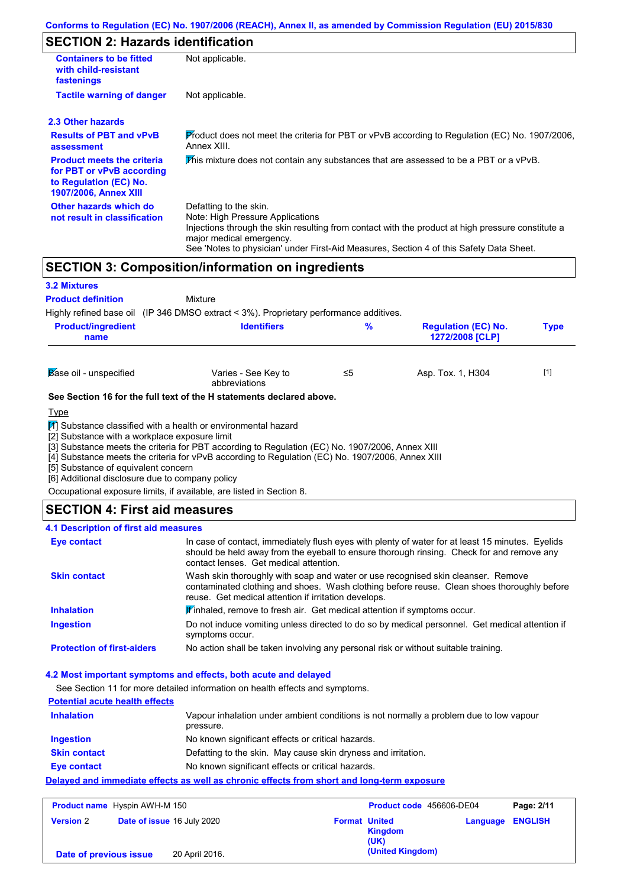Conforms to Regulation (EC) No. 1907/2006 (REACH), Annex II, as amended by Commission Regulation (EU) 2015/830

## SECTION 2: Hazards identification

| | |
|---|---|
| **Containers to be fitted with child-resistant fastenings** | Not applicable. |
| **Tactile warning of danger** | Not applicable. |

### 2.3 Other hazards

| | |
|---|---|
| **Results of PBT and vPvB assessment** | Product does not meet the criteria for PBT or vPvB according to Regulation (EC) No. 1907/2006, Annex XIII. |
| **Product meets the criteria for PBT or vPvB according to Regulation (EC) No. 1907/2006, Annex XIII** | This mixture does not contain any substances that are assessed to be a PBT or a vPvB. |
| **Other hazards which do not result in classification** | Defatting to the skin.<br>Note: High Pressure Applications<br>Injections through the skin resulting from contact with the product at high pressure constitute a major medical emergency.<br>See 'Notes to physician' under First-Aid Measures, Section 4 of this Safety Data Sheet. |

## SECTION 3: Composition/information on ingredients

### 3.2 Mixtures

**Product definition** Mixture

Highly refined base oil (IP 346 DMSO extract < 3%). Proprietary performance additives.

| Product/ingredient name | Identifiers | % | Regulation (EC) No. 1272/2008 [CLP] | Type |
|---|---|---|---|---|
| Base oil - unspecified | Varies - See Key to abbreviations | ≤5 | Asp. Tox. 1, H304 | [1] |

**See Section 16 for the full text of the H statements declared above.**

Type

[1] Substance classified with a health or environmental hazard
[2] Substance with a workplace exposure limit
[3] Substance meets the criteria for PBT according to Regulation (EC) No. 1907/2006, Annex XIII
[4] Substance meets the criteria for vPvB according to Regulation (EC) No. 1907/2006, Annex XIII
[5] Substance of equivalent concern
[6] Additional disclosure due to company policy

Occupational exposure limits, if available, are listed in Section 8.

## SECTION 4: First aid measures

### 4.1 Description of first aid measures

| | |
|---|---|
| **Eye contact** | In case of contact, immediately flush eyes with plenty of water for at least 15 minutes. Eyelids should be held away from the eyeball to ensure thorough rinsing. Check for and remove any contact lenses. Get medical attention. |
| **Skin contact** | Wash skin thoroughly with soap and water or use recognised skin cleanser. Remove contaminated clothing and shoes. Wash clothing before reuse. Clean shoes thoroughly before reuse. Get medical attention if irritation develops. |
| **Inhalation** | If inhaled, remove to fresh air. Get medical attention if symptoms occur. |
| **Ingestion** | Do not induce vomiting unless directed to do so by medical personnel. Get medical attention if symptoms occur. |
| **Protection of first-aiders** | No action shall be taken involving any personal risk or without suitable training. |

### 4.2 Most important symptoms and effects, both acute and delayed

See Section 11 for more detailed information on health effects and symptoms.

**Potential acute health effects**

| | |
|---|---|
| **Inhalation** | Vapour inhalation under ambient conditions is not normally a problem due to low vapour pressure. |
| **Ingestion** | No known significant effects or critical hazards. |
| **Skin contact** | Defatting to the skin. May cause skin dryness and irritation. |
| **Eye contact** | No known significant effects or critical hazards. |

**Delayed and immediate effects as well as chronic effects from short and long-term exposure**

| | | | |
|---|---|---|---|
| **Product name** Hyspin AWH-M 150 | | **Product code** 456606-DE04 | |
| **Version** 2 | **Date of issue** 16 July 2020 | **Format** United Kingdom (UK) (United Kingdom) | **Language** ENGLISH |
| **Date of previous issue** | 20 April 2016. | | |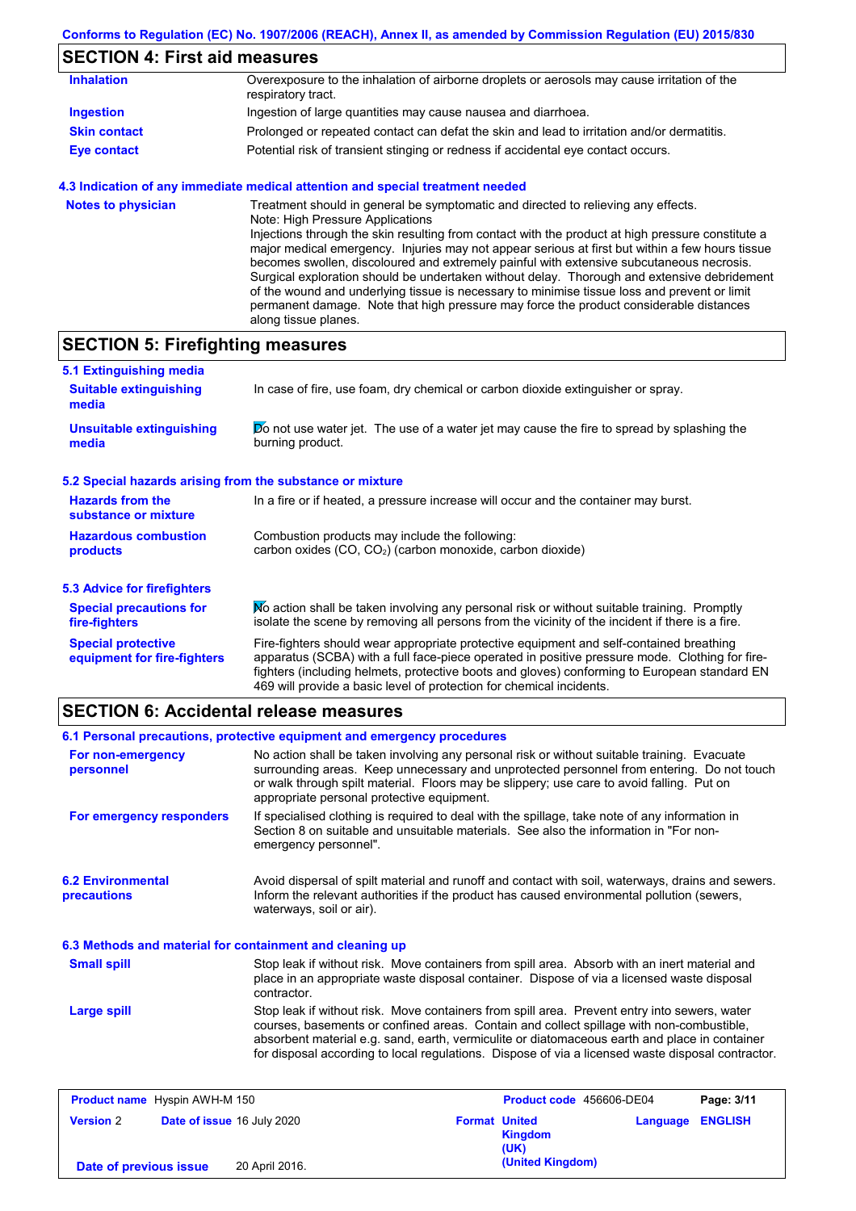## SECTION 4: First aid measures

| | |
|---|---|
| **Inhalation** | Overexposure to the inhalation of airborne droplets or aerosols may cause irritation of the respiratory tract. |
| **Ingestion** | Ingestion of large quantities may cause nausea and diarrhoea. |
| **Skin contact** | Prolonged or repeated contact can defat the skin and lead to irritation and/or dermatitis. |
| **Eye contact** | Potential risk of transient stinging or redness if accidental eye contact occurs. |

### 4.3 Indication of any immediate medical attention and special treatment needed

| | |
|---|---|
| **Notes to physician** | Treatment should in general be symptomatic and directed to relieving any effects.<br>Note: High Pressure Applications<br>Injections through the skin resulting from contact with the product at high pressure constitute a major medical emergency. Injuries may not appear serious at first but within a few hours tissue becomes swollen, discoloured and extremely painful with extensive subcutaneous necrosis.<br>Surgical exploration should be undertaken without delay. Thorough and extensive debridement of the wound and underlying tissue is necessary to minimise tissue loss and prevent or limit permanent damage. Note that high pressure may force the product considerable distances along tissue planes. |

## SECTION 5: Firefighting measures

### 5.1 Extinguishing media

| | |
|---|---|
| **Suitable extinguishing media** | In case of fire, use foam, dry chemical or carbon dioxide extinguisher or spray. |
| **Unsuitable extinguishing media** | Do not use water jet. The use of a water jet may cause the fire to spread by splashing the burning product. |

### 5.2 Special hazards arising from the substance or mixture

| | |
|---|---|
| **Hazards from the substance or mixture** | In a fire or if heated, a pressure increase will occur and the container may burst. |
| **Hazardous combustion products** | Combustion products may include the following:<br>carbon oxides ($CO$, $CO_2$) (carbon monoxide, carbon dioxide) |

### 5.3 Advice for firefighters

| | |
|---|---|
| **Special precautions for fire-fighters** | No action shall be taken involving any personal risk or without suitable training. Promptly isolate the scene by removing all persons from the vicinity of the incident if there is a fire. |
| **Special protective equipment for fire-fighters** | Fire-fighters should wear appropriate protective equipment and self-contained breathing apparatus (SCBA) with a full face-piece operated in positive pressure mode. Clothing for fire-fighters (including helmets, protective boots and gloves) conforming to European standard EN 469 will provide a basic level of protection for chemical incidents. |

## SECTION 6: Accidental release measures

### 6.1 Personal precautions, protective equipment and emergency procedures

| | |
|---|---|
| **For non-emergency personnel** | No action shall be taken involving any personal risk or without suitable training. Evacuate surrounding areas. Keep unnecessary and unprotected personnel from entering. Do not touch or walk through spilt material. Floors may be slippery; use care to avoid falling. Put on appropriate personal protective equipment. |
| **For emergency responders** | If specialised clothing is required to deal with the spillage, take note of any information in Section 8 on suitable and unsuitable materials. See also the information in "For non-emergency personnel". |

| | |
|---|---|
| **6.2 Environmental precautions** | Avoid dispersal of spilt material and runoff and contact with soil, waterways, drains and sewers. Inform the relevant authorities if the product has caused environmental pollution (sewers, waterways, soil or air). |

### 6.3 Methods and material for containment and cleaning up

| | |
|---|---|
| **Small spill** | Stop leak if without risk. Move containers from spill area. Absorb with an inert material and place in an appropriate waste disposal container. Dispose of via a licensed waste disposal contractor. |
| **Large spill** | Stop leak if without risk. Move containers from spill area. Prevent entry into sewers, water courses, basements or confined areas. Contain and collect spillage with non-combustible, absorbent material e.g. sand, earth, vermiculite or diatomaceous earth and place in container for disposal according to local regulations. Dispose of via a licensed waste disposal contractor. |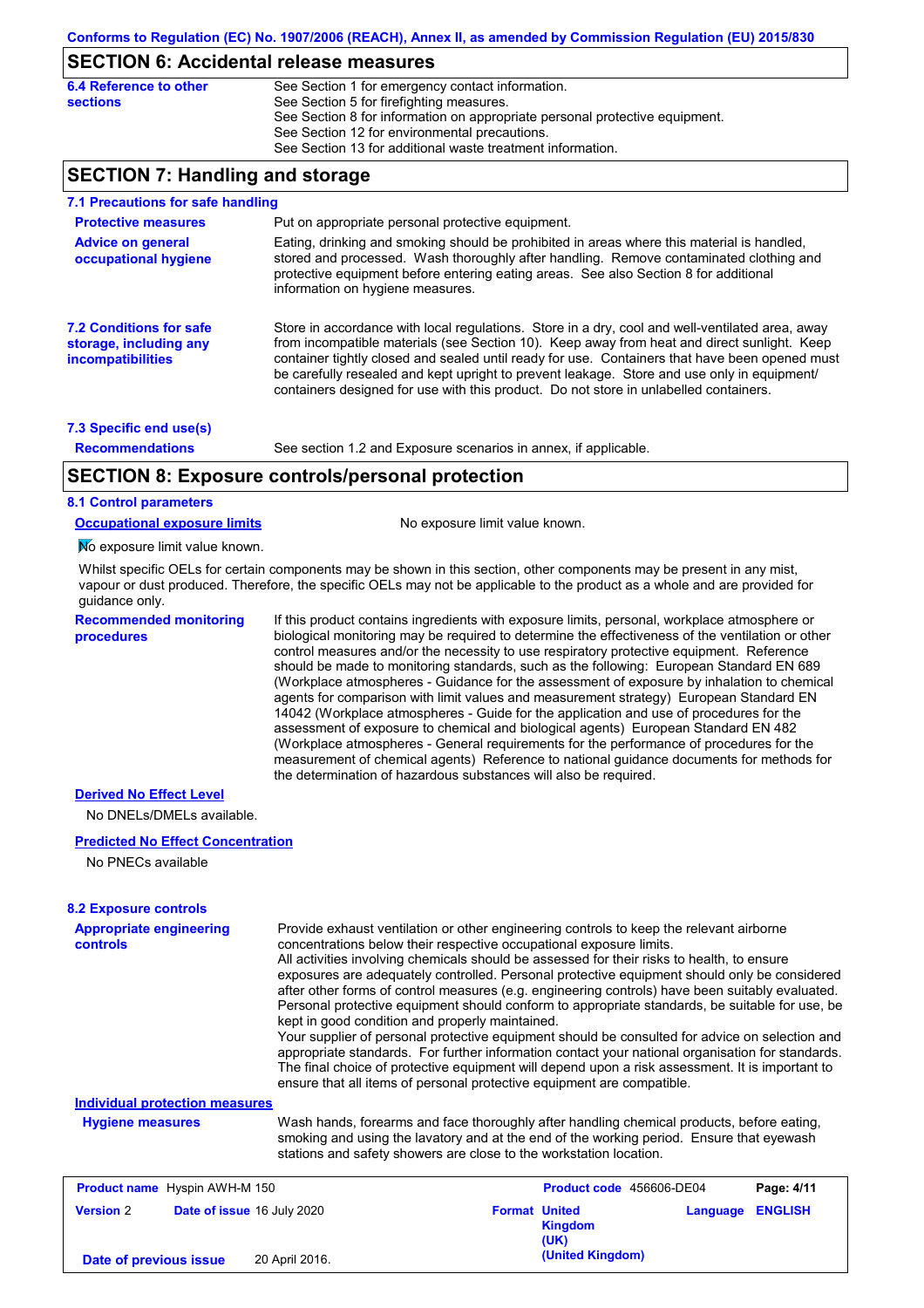## SECTION 6: Accidental release measures

**6.4 Reference to other sections**

See Section 1 for emergency contact information.
See Section 5 for firefighting measures.
See Section 8 for information on appropriate personal protective equipment.
See Section 12 for environmental precautions.
See Section 13 for additional waste treatment information.

## SECTION 7: Handling and storage

### 7.1 Precautions for safe handling

**Protective measures**

Put on appropriate personal protective equipment.

**Advice on general occupational hygiene**

Eating, drinking and smoking should be prohibited in areas where this material is handled, stored and processed. Wash thoroughly after handling. Remove contaminated clothing and protective equipment before entering eating areas. See also Section 8 for additional information on hygiene measures.

### 7.2 Conditions for safe storage, including any incompatibilities

Store in accordance with local regulations. Store in a dry, cool and well-ventilated area, away from incompatible materials (see Section 10). Keep away from heat and direct sunlight. Keep container tightly closed and sealed until ready for use. Containers that have been opened must be carefully resealed and kept upright to prevent leakage. Store and use only in equipment/ containers designed for use with this product. Do not store in unlabelled containers.

### 7.3 Specific end use(s)

**Recommendations**

See section 1.2 and Exposure scenarios in annex, if applicable.

## SECTION 8: Exposure controls/personal protection

### 8.1 Control parameters

**Occupational exposure limits**

No exposure limit value known.

No exposure limit value known.

Whilst specific OELs for certain components may be shown in this section, other components may be present in any mist, vapour or dust produced. Therefore, the specific OELs may not be applicable to the product as a whole and are provided for guidance only.

**Recommended monitoring procedures**

If this product contains ingredients with exposure limits, personal, workplace atmosphere or biological monitoring may be required to determine the effectiveness of the ventilation or other control measures and/or the necessity to use respiratory protective equipment. Reference should be made to monitoring standards, such as the following: European Standard EN 689 (Workplace atmospheres - Guidance for the assessment of exposure by inhalation to chemical agents for comparison with limit values and measurement strategy) European Standard EN 14042 (Workplace atmospheres - Guide for the application and use of procedures for the assessment of exposure to chemical and biological agents) European Standard EN 482 (Workplace atmospheres - General requirements for the performance of procedures for the measurement of chemical agents) Reference to national guidance documents for methods for the determination of hazardous substances will also be required.

**Derived No Effect Level**

No DNELs/DMELs available.

**Predicted No Effect Concentration**

No PNECs available

### 8.2 Exposure controls

**Appropriate engineering controls**

Provide exhaust ventilation or other engineering controls to keep the relevant airborne concentrations below their respective occupational exposure limits.
All activities involving chemicals should be assessed for their risks to health, to ensure exposures are adequately controlled. Personal protective equipment should only be considered after other forms of control measures (e.g. engineering controls) have been suitably evaluated. Personal protective equipment should conform to appropriate standards, be suitable for use, be kept in good condition and properly maintained.
Your supplier of personal protective equipment should be consulted for advice on selection and appropriate standards. For further information contact your national organisation for standards. The final choice of protective equipment will depend upon a risk assessment. It is important to ensure that all items of personal protective equipment are compatible.

**Individual protection measures**

**Hygiene measures**

Wash hands, forearms and face thoroughly after handling chemical products, before eating, smoking and using the lavatory and at the end of the working period. Ensure that eyewash stations and safety showers are close to the workstation location.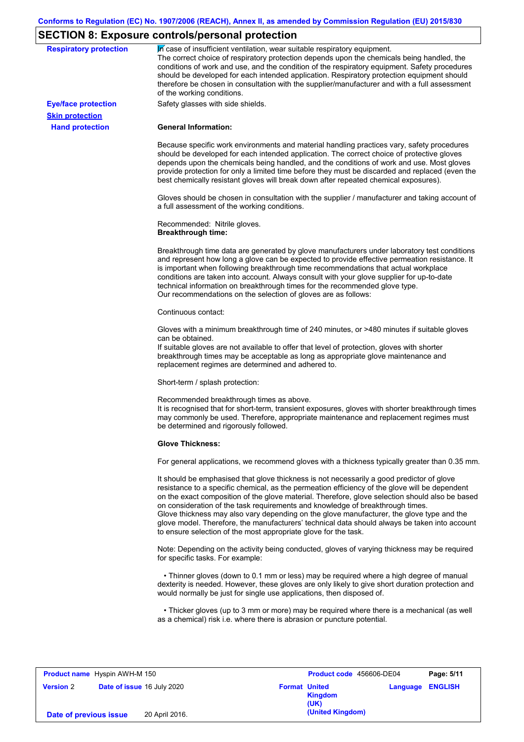## SECTION 8: Exposure controls/personal protection

**Respiratory protection**

In case of insufficient ventilation, wear suitable respiratory equipment.
The correct choice of respiratory protection depends upon the chemicals being handled, the conditions of work and use, and the condition of the respiratory equipment. Safety procedures should be developed for each intended application. Respiratory protection equipment should therefore be chosen in consultation with the supplier/manufacturer and with a full assessment of the working conditions.

**Eye/face protection**

Safety glasses with side shields.

**Skin protection**

**Hand protection**

**General Information:**

Because specific work environments and material handling practices vary, safety procedures should be developed for each intended application. The correct choice of protective gloves depends upon the chemicals being handled, and the conditions of work and use. Most gloves provide protection for only a limited time before they must be discarded and replaced (even the best chemically resistant gloves will break down after repeated chemical exposures).

Gloves should be chosen in consultation with the supplier / manufacturer and taking account of a full assessment of the working conditions.

Recommended: Nitrile gloves.
**Breakthrough time:**

Breakthrough time data are generated by glove manufacturers under laboratory test conditions and represent how long a glove can be expected to provide effective permeation resistance. It is important when following breakthrough time recommendations that actual workplace conditions are taken into account. Always consult with your glove supplier for up-to-date technical information on breakthrough times for the recommended glove type.
Our recommendations on the selection of gloves are as follows:

Continuous contact:

Gloves with a minimum breakthrough time of 240 minutes, or >480 minutes if suitable gloves can be obtained.
If suitable gloves are not available to offer that level of protection, gloves with shorter breakthrough times may be acceptable as long as appropriate glove maintenance and replacement regimes are determined and adhered to.

Short-term / splash protection:

Recommended breakthrough times as above.
It is recognised that for short-term, transient exposures, gloves with shorter breakthrough times may commonly be used. Therefore, appropriate maintenance and replacement regimes must be determined and rigorously followed.

**Glove Thickness:**

For general applications, we recommend gloves with a thickness typically greater than 0.35 mm.

It should be emphasised that glove thickness is not necessarily a good predictor of glove resistance to a specific chemical, as the permeation efficiency of the glove will be dependent on the exact composition of the glove material. Therefore, glove selection should also be based on consideration of the task requirements and knowledge of breakthrough times.
Glove thickness may also vary depending on the glove manufacturer, the glove type and the glove model. Therefore, the manufacturers' technical data should always be taken into account to ensure selection of the most appropriate glove for the task.

Note: Depending on the activity being conducted, gloves of varying thickness may be required for specific tasks. For example:

- Thinner gloves (down to 0.1 mm or less) may be required where a high degree of manual dexterity is needed. However, these gloves are only likely to give short duration protection and would normally be just for single use applications, then disposed of.

- Thicker gloves (up to 3 mm or more) may be required where there is a mechanical (as well as a chemical) risk i.e. where there is abrasion or puncture potential.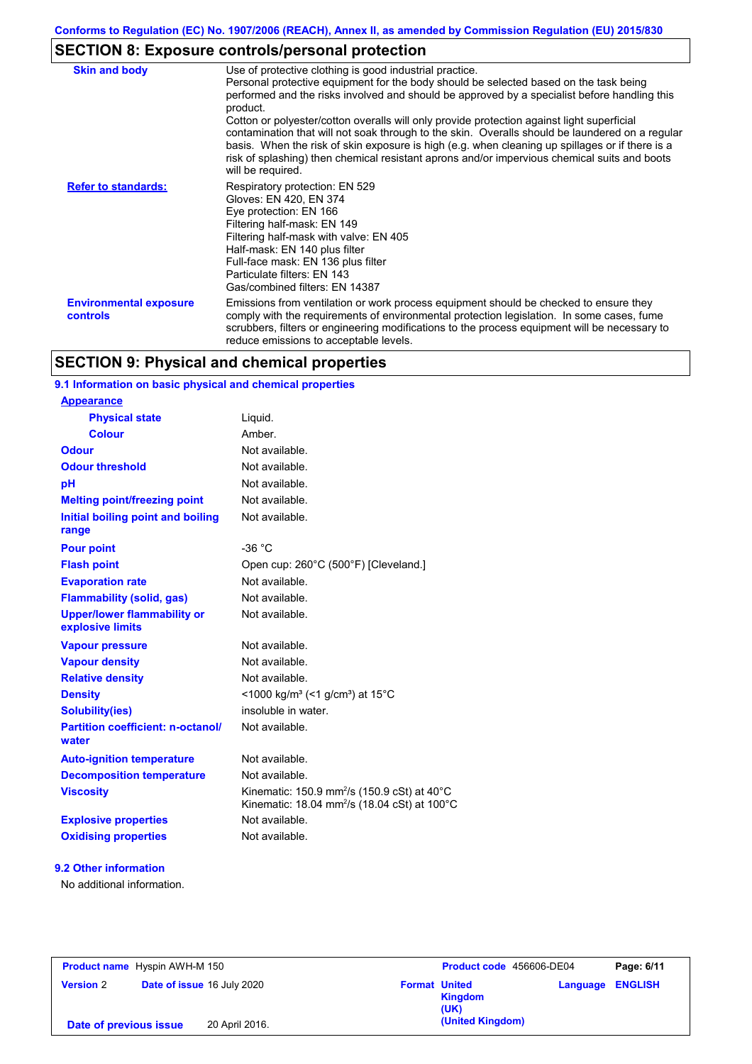## SECTION 8: Exposure controls/personal protection

| | |
|---|---|
| **Skin and body** | Use of protective clothing is good industrial practice. Personal protective equipment for the body should be selected based on the task being performed and the risks involved and should be approved by a specialist before handling this product. Cotton or polyester/cotton overalls will only provide protection against light superficial contamination that will not soak through to the skin. Overalls should be laundered on a regular basis. When the risk of skin exposure is high (e.g. when cleaning up spillages or if there is a risk of splashing) then chemical resistant aprons and/or impervious chemical suits and boots will be required. |
| **Refer to standards:** | Respiratory protection: EN 529<br>Gloves: EN 420, EN 374<br>Eye protection: EN 166<br>Filtering half-mask: EN 149<br>Filtering half-mask with valve: EN 405<br>Half-mask: EN 140 plus filter<br>Full-face mask: EN 136 plus filter<br>Particulate filters: EN 143<br>Gas/combined filters: EN 14387 |
| **Environmental exposure controls** | Emissions from ventilation or work process equipment should be checked to ensure they comply with the requirements of environmental protection legislation. In some cases, fume scrubbers, filters or engineering modifications to the process equipment will be necessary to reduce emissions to acceptable levels. |

## SECTION 9: Physical and chemical properties

### 9.1 Information on basic physical and chemical properties

| | |
|---|---|
| **Appearance** | |
| **Physical state** | Liquid. |
| **Colour** | Amber. |
| **Odour** | Not available. |
| **Odour threshold** | Not available. |
| **pH** | Not available. |
| **Melting point/freezing point** | Not available. |
| **Initial boiling point and boiling range** | Not available. |
| **Pour point** | -36 °C |
| **Flash point** | Open cup: 260°C (500°F) [Cleveland.] |
| **Evaporation rate** | Not available. |
| **Flammability (solid, gas)** | Not available. |
| **Upper/lower flammability or explosive limits** | Not available. |
| **Vapour pressure** | Not available. |
| **Vapour density** | Not available. |
| **Relative density** | Not available. |
| **Density** | <1000 kg/m³ (<1 g/cm³) at 15°C |
| **Solubility(ies)** | insoluble in water. |
| **Partition coefficient: n-octanol/water** | Not available. |
| **Auto-ignition temperature** | Not available. |
| **Decomposition temperature** | Not available. |
| **Viscosity** | Kinematic: 150.9 $mm^2/s$ (150.9 cSt) at 40°C<br>Kinematic: 18.04 $mm^2/s$ (18.04 cSt) at 100°C |
| **Explosive properties** | Not available. |
| **Oxidising properties** | Not available. |

### 9.2 Other information

No additional information.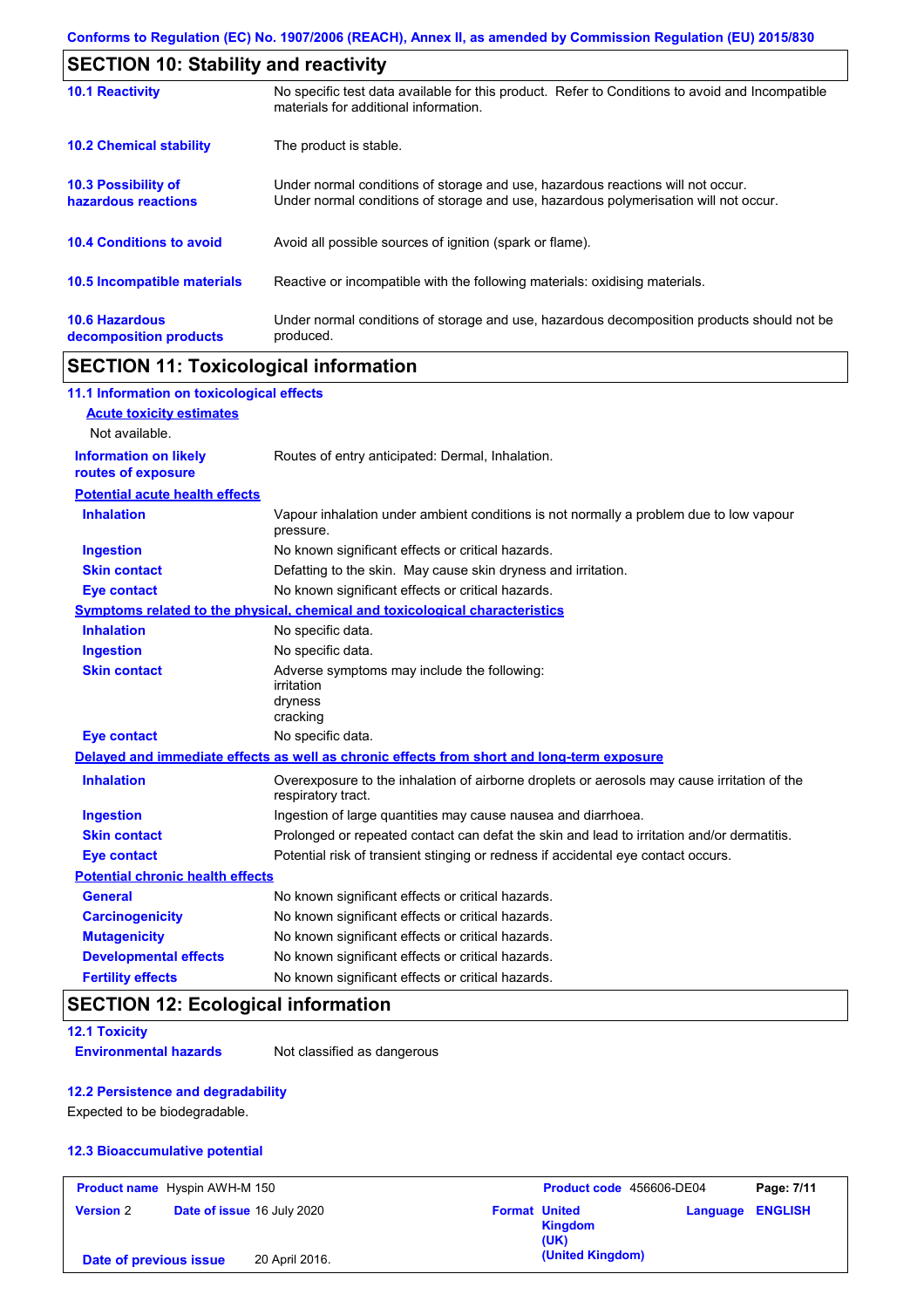## SECTION 10: Stability and reactivity

| | |
|---|---|
| **10.1 Reactivity** | No specific test data available for this product. Refer to Conditions to avoid and Incompatible materials for additional information. |
| **10.2 Chemical stability** | The product is stable. |
| **10.3 Possibility of hazardous reactions** | Under normal conditions of storage and use, hazardous reactions will not occur. Under normal conditions of storage and use, hazardous polymerisation will not occur. |
| **10.4 Conditions to avoid** | Avoid all possible sources of ignition (spark or flame). |
| **10.5 Incompatible materials** | Reactive or incompatible with the following materials: oxidising materials. |
| **10.6 Hazardous decomposition products** | Under normal conditions of storage and use, hazardous decomposition products should not be produced. |

## SECTION 11: Toxicological information

### 11.1 Information on toxicological effects

**Acute toxicity estimates**

Not available.

**Information on likely routes of exposure**: Routes of entry anticipated: Dermal, Inhalation.

**Potential acute health effects**

| | |
|---|---|
| **Inhalation** | Vapour inhalation under ambient conditions is not normally a problem due to low vapour pressure. |
| **Ingestion** | No known significant effects or critical hazards. |
| **Skin contact** | Defatting to the skin. May cause skin dryness and irritation. |
| **Eye contact** | No known significant effects or critical hazards. |

**Symptoms related to the physical, chemical and toxicological characteristics**

| | |
|---|---|
| **Inhalation** | No specific data. |
| **Ingestion** | No specific data. |
| **Skin contact** | Adverse symptoms may include the following: irritation dryness cracking |
| **Eye contact** | No specific data. |

**Delayed and immediate effects as well as chronic effects from short and long-term exposure**

| | |
|---|---|
| **Inhalation** | Overexposure to the inhalation of airborne droplets or aerosols may cause irritation of the respiratory tract. |
| **Ingestion** | Ingestion of large quantities may cause nausea and diarrhoea. |
| **Skin contact** | Prolonged or repeated contact can defat the skin and lead to irritation and/or dermatitis. |
| **Eye contact** | Potential risk of transient stinging or redness if accidental eye contact occurs. |

**Potential chronic health effects**

| | |
|---|---|
| **General** | No known significant effects or critical hazards. |
| **Carcinogenicity** | No known significant effects or critical hazards. |
| **Mutagenicity** | No known significant effects or critical hazards. |
| **Developmental effects** | No known significant effects or critical hazards. |
| **Fertility effects** | No known significant effects or critical hazards. |

## SECTION 12: Ecological information

### 12.1 Toxicity

**Environmental hazards**: Not classified as dangerous

### 12.2 Persistence and degradability

Expected to be biodegradable.

### 12.3 Bioaccumulative potential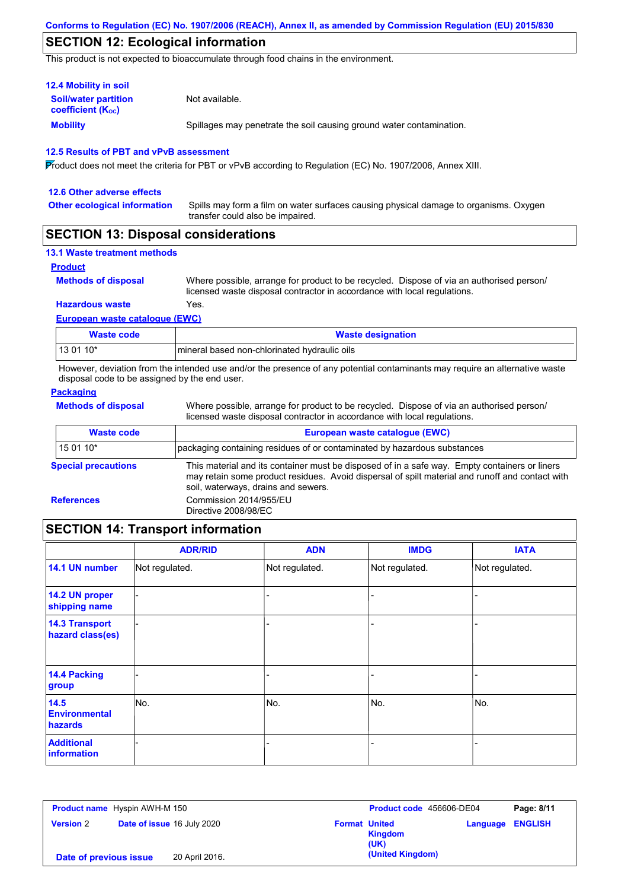## SECTION 12: Ecological information

This product is not expected to bioaccumulate through food chains in the environment.

### 12.4 Mobility in soil

**Soil/water partition coefficient ($K_{OC}$)** Not available.

**Mobility** Spillages may penetrate the soil causing ground water contamination.

### 12.5 Results of PBT and vPvB assessment

Product does not meet the criteria for PBT or vPvB according to Regulation (EC) No. 1907/2006, Annex XIII.

### 12.6 Other adverse effects

**Other ecological information** Spills may form a film on water surfaces causing physical damage to organisms. Oxygen transfer could also be impaired.

## SECTION 13: Disposal considerations

### 13.1 Waste treatment methods

**Product**

**Methods of disposal** Where possible, arrange for product to be recycled. Dispose of via an authorised person/ licensed waste disposal contractor in accordance with local regulations.

**Hazardous waste** Yes.

**European waste catalogue (EWC)**

| Waste code | Waste designation |
|---|---|
| 13 01 10* | mineral based non-chlorinated hydraulic oils |

However, deviation from the intended use and/or the presence of any potential contaminants may require an alternative waste disposal code to be assigned by the end user.

**Packaging**

**Methods of disposal** Where possible, arrange for product to be recycled. Dispose of via an authorised person/ licensed waste disposal contractor in accordance with local regulations.

| Waste code | European waste catalogue (EWC) |
|---|---|
| 15 01 10* | packaging containing residues of or contaminated by hazardous substances |

**Special precautions** This material and its container must be disposed of in a safe way. Empty containers or liners may retain some product residues. Avoid dispersal of spilt material and runoff and contact with soil, waterways, drains and sewers.

**References** Commission 2014/955/EU
Directive 2008/98/EC

## SECTION 14: Transport information

| | ADR/RID | ADN | IMDG | IATA |
|---|---|---|---|---|
| 14.1 UN number | Not regulated. | Not regulated. | Not regulated. | Not regulated. |
| 14.2 UN proper shipping name | - | - | - | - |
| 14.3 Transport hazard class(es) | - | - | - | - |
| 14.4 Packing group | - | - | - | - |
| 14.5 Environmental hazards | No. | No. | No. | No. |
| Additional information | - | - | - | - |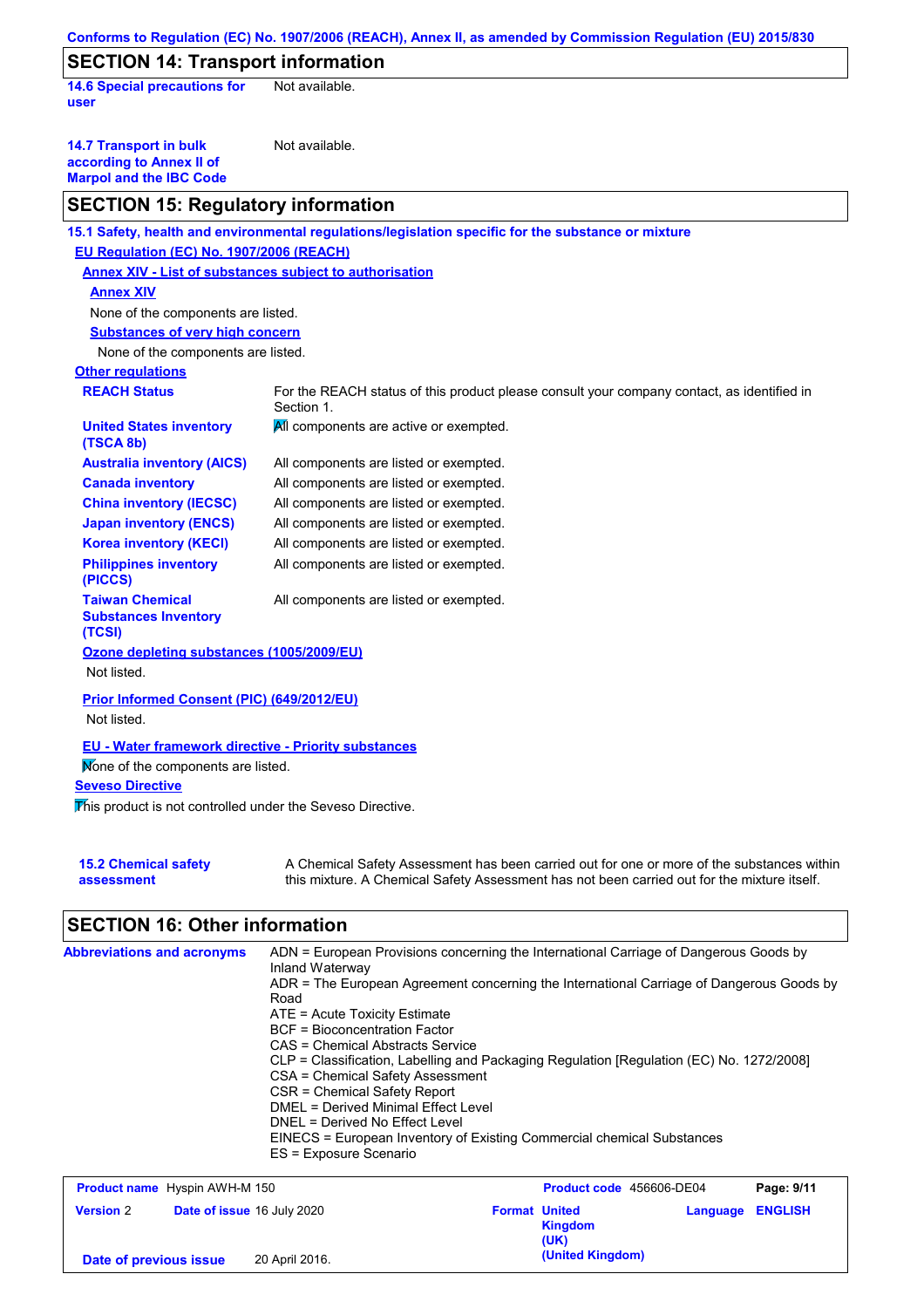Conforms to Regulation (EC) No. 1907/2006 (REACH), Annex II, as amended by Commission Regulation (EU) 2015/830

## SECTION 14: Transport information

**14.6 Special precautions for user** Not available.

**14.7 Transport in bulk according to Annex II of Marpol and the IBC Code** Not available.

## SECTION 15: Regulatory information

**15.1 Safety, health and environmental regulations/legislation specific for the substance or mixture**

**EU Regulation (EC) No. 1907/2006 (REACH)**

**Annex XIV - List of substances subject to authorisation**

**Annex XIV**

None of the components are listed.

**Substances of very high concern**

None of the components are listed.

**Other regulations**

| | |
|---|---|
| **REACH Status** | For the REACH status of this product please consult your company contact, as identified in Section 1. |
| **United States inventory (TSCA 8b)** | All components are active or exempted. |
| **Australia inventory (AICS)** | All components are listed or exempted. |
| **Canada inventory** | All components are listed or exempted. |
| **China inventory (IECSC)** | All components are listed or exempted. |
| **Japan inventory (ENCS)** | All components are listed or exempted. |
| **Korea inventory (KECI)** | All components are listed or exempted. |
| **Philippines inventory (PICCS)** | All components are listed or exempted. |
| **Taiwan Chemical Substances Inventory (TCSI)** | All components are listed or exempted. |

**Ozone depleting substances (1005/2009/EU)**

Not listed.

**Prior Informed Consent (PIC) (649/2012/EU)**

Not listed.

**EU - Water framework directive - Priority substances**

None of the components are listed.

**Seveso Directive**

This product is not controlled under the Seveso Directive.

**15.2 Chemical safety assessment** A Chemical Safety Assessment has been carried out for one or more of the substances within this mixture. A Chemical Safety Assessment has not been carried out for the mixture itself.

## SECTION 16: Other information

**Abbreviations and acronyms**

ADN = European Provisions concerning the International Carriage of Dangerous Goods by Inland Waterway
ADR = The European Agreement concerning the International Carriage of Dangerous Goods by Road
ATE = Acute Toxicity Estimate
BCF = Bioconcentration Factor
CAS = Chemical Abstracts Service
CLP = Classification, Labelling and Packaging Regulation [Regulation (EC) No. 1272/2008]
CSA = Chemical Safety Assessment
CSR = Chemical Safety Report
DMEL = Derived Minimal Effect Level
DNEL = Derived No Effect Level
EINECS = European Inventory of Existing Commercial chemical Substances
ES = Exposure Scenario

| | | | |
|---|---|---|---|
| **Product name** Hyspin AWH-M 150 | | **Product code** 456606-DE04 | |
| **Version** 2 | **Date of issue** 16 July 2020 | **Format** United Kingdom (UK) (United Kingdom) | **Language** ENGLISH |
| **Date of previous issue** 20 April 2016. | | | |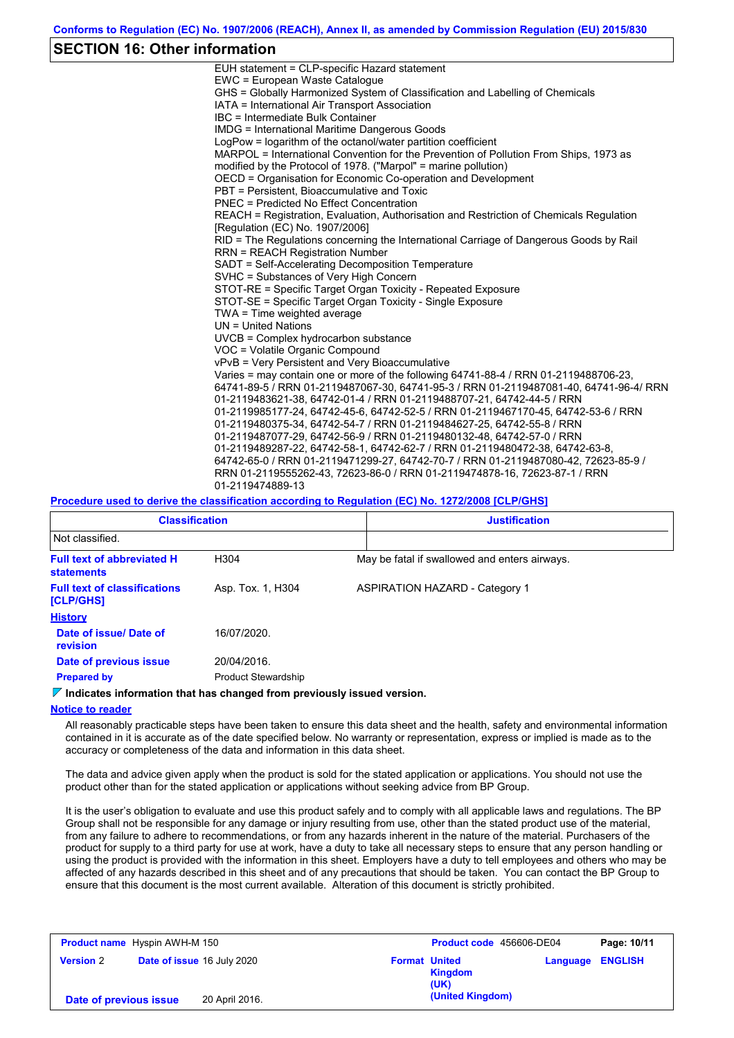## SECTION 16: Other information

EUH statement = CLP-specific Hazard statement
EWC = European Waste Catalogue
GHS = Globally Harmonized System of Classification and Labelling of Chemicals
IATA = International Air Transport Association
IBC = Intermediate Bulk Container
IMDG = International Maritime Dangerous Goods
LogPow = logarithm of the octanol/water partition coefficient
MARPOL = International Convention for the Prevention of Pollution From Ships, 1973 as modified by the Protocol of 1978. ("Marpol" = marine pollution)
OECD = Organisation for Economic Co-operation and Development
PBT = Persistent, Bioaccumulative and Toxic
PNEC = Predicted No Effect Concentration
REACH = Registration, Evaluation, Authorisation and Restriction of Chemicals Regulation [Regulation (EC) No. 1907/2006]
RID = The Regulations concerning the International Carriage of Dangerous Goods by Rail
RRN = REACH Registration Number
SADT = Self-Accelerating Decomposition Temperature
SVHC = Substances of Very High Concern
STOT-RE = Specific Target Organ Toxicity - Repeated Exposure
STOT-SE = Specific Target Organ Toxicity - Single Exposure
TWA = Time weighted average
UN = United Nations
UVCB = Complex hydrocarbon substance
VOC = Volatile Organic Compound
vPvB = Very Persistent and Very Bioaccumulative
Varies = may contain one or more of the following 64741-88-4 / RRN 01-2119488706-23, 64741-89-5 / RRN 01-2119487067-30, 64741-95-3 / RRN 01-2119487081-40, 64741-96-4/ RRN 01-2119483621-38, 64742-01-4 / RRN 01-2119488707-21, 64742-44-5 / RRN 01-2119985177-24, 64742-45-6, 64742-52-5 / RRN 01-2119467170-45, 64742-53-6 / RRN 01-2119480375-34, 64742-54-7 / RRN 01-2119484627-25, 64742-55-8 / RRN 01-2119487077-29, 64742-56-9 / RRN 01-2119480132-48, 64742-57-0 / RRN 01-2119489287-22, 64742-58-1, 64742-62-7 / RRN 01-2119480472-38, 64742-63-8, 64742-65-0 / RRN 01-2119471299-27, 64742-70-7 / RRN 01-2119487080-42, 72623-85-9 / RRN 01-2119555262-43, 72623-86-0 / RRN 01-2119474878-16, 72623-87-1 / RRN 01-2119474889-13

**Procedure used to derive the classification according to Regulation (EC) No. 1272/2008 [CLP/GHS]**

| Classification | Justification |
|---|---|
| Not classified. | |

**Full text of abbreviated H statements**: H304 — May be fatal if swallowed and enters airways.

**Full text of classifications [CLP/GHS]**: Asp. Tox. 1, H304 — ASPIRATION HAZARD - Category 1

**History**

**Date of issue/ Date of revision**: 16/07/2020.

**Date of previous issue**: 20/04/2016.

**Prepared by**: Product Stewardship

**Indicates information that has changed from previously issued version.**

**Notice to reader**

All reasonably practicable steps have been taken to ensure this data sheet and the health, safety and environmental information contained in it is accurate as of the date specified below. No warranty or representation, express or implied is made as to the accuracy or completeness of the data and information in this data sheet.

The data and advice given apply when the product is sold for the stated application or applications. You should not use the product other than for the stated application or applications without seeking advice from BP Group.

It is the user's obligation to evaluate and use this product safely and to comply with all applicable laws and regulations. The BP Group shall not be responsible for any damage or injury resulting from use, other than the stated product use of the material, from any failure to adhere to recommendations, or from any hazards inherent in the nature of the material. Purchasers of the product for supply to a third party for use at work, have a duty to take all necessary steps to ensure that any person handling or using the product is provided with the information in this sheet. Employers have a duty to tell employees and others who may be affected of any hazards described in this sheet and of any precautions that should be taken. You can contact the BP Group to ensure that this document is the most current available. Alteration of this document is strictly prohibited.

| Product name Hyspin AWH-M 150 | | Product code 456606-DE04 | |
|---|---|---|---|
| Version 2 | Date of issue 16 July 2020 | Format United Kingdom (UK) | Language ENGLISH |
| Date of previous issue 20 April 2016. | | (United Kingdom) | |